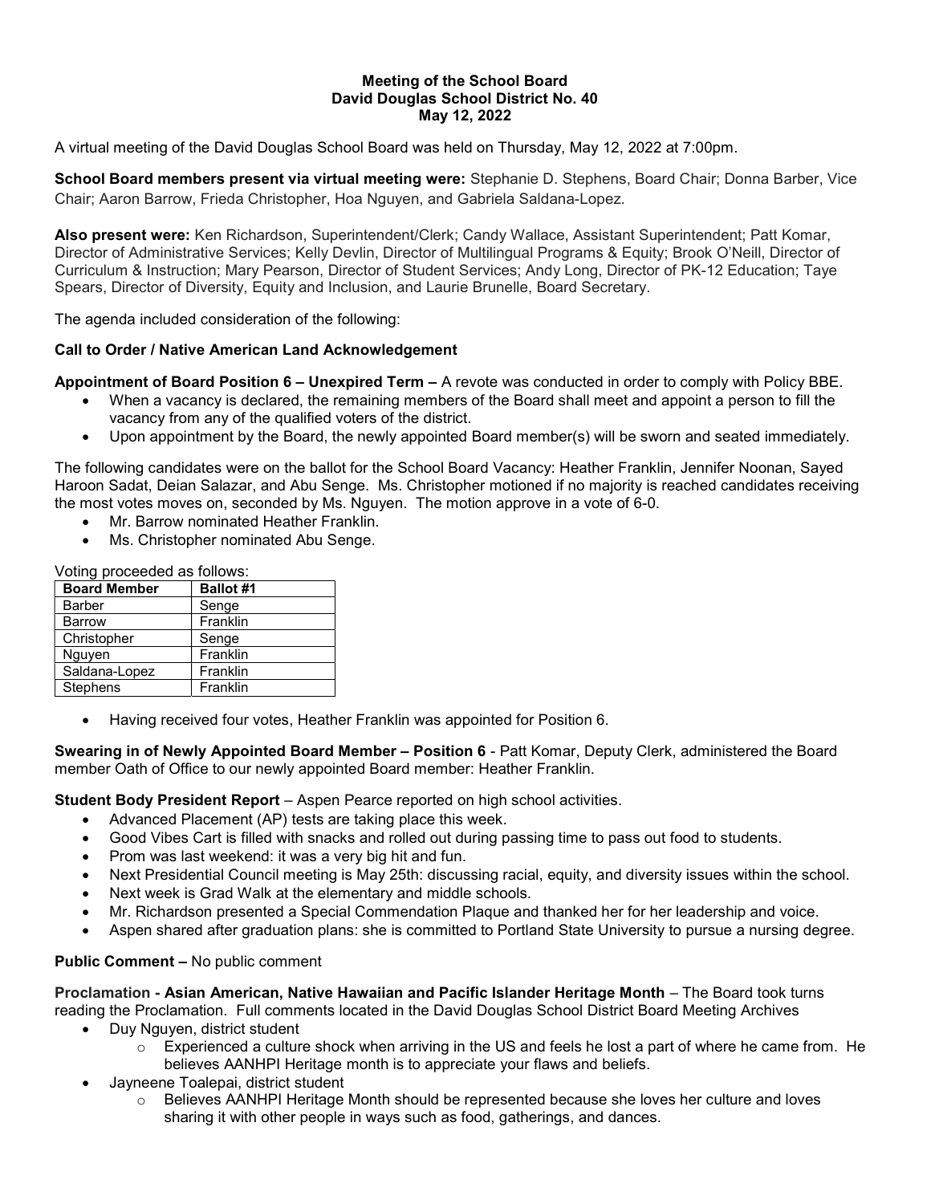**Meeting of the School Board**
**David Douglas School District No. 40**
**May 12, 2022**

A virtual meeting of the David Douglas School Board was held on Thursday, May 12, 2022 at 7:00pm.

**School Board members present via virtual meeting were:** Stephanie D. Stephens, Board Chair; Donna Barber, Vice Chair; Aaron Barrow, Frieda Christopher, Hoa Nguyen, and Gabriela Saldana-Lopez.

**Also present were:** Ken Richardson, Superintendent/Clerk; Candy Wallace, Assistant Superintendent; Patt Komar, Director of Administrative Services; Kelly Devlin, Director of Multilingual Programs & Equity; Brook O'Neill, Director of Curriculum & Instruction; Mary Pearson, Director of Student Services; Andy Long, Director of PK-12 Education; Taye Spears, Director of Diversity, Equity and Inclusion, and Laurie Brunelle, Board Secretary.

The agenda included consideration of the following:

**Call to Order / Native American Land Acknowledgement**

**Appointment of Board Position 6 – Unexpired Term –** A revote was conducted in order to comply with Policy BBE.

- When a vacancy is declared, the remaining members of the Board shall meet and appoint a person to fill the vacancy from any of the qualified voters of the district.
- Upon appointment by the Board, the newly appointed Board member(s) will be sworn and seated immediately.

The following candidates were on the ballot for the School Board Vacancy: Heather Franklin, Jennifer Noonan, Sayed Haroon Sadat, Deian Salazar, and Abu Senge. Ms. Christopher motioned if no majority is reached candidates receiving the most votes moves on, seconded by Ms. Nguyen. The motion approve in a vote of 6-0.

- Mr. Barrow nominated Heather Franklin.
- Ms. Christopher nominated Abu Senge.

Voting proceeded as follows:

| Board Member | Ballot #1 |
|---|---|
| Barber | Senge |
| Barrow | Franklin |
| Christopher | Senge |
| Nguyen | Franklin |
| Saldana-Lopez | Franklin |
| Stephens | Franklin |

- Having received four votes, Heather Franklin was appointed for Position 6.

**Swearing in of Newly Appointed Board Member – Position 6** - Patt Komar, Deputy Clerk, administered the Board member Oath of Office to our newly appointed Board member: Heather Franklin.

**Student Body President Report** – Aspen Pearce reported on high school activities.

- Advanced Placement (AP) tests are taking place this week.
- Good Vibes Cart is filled with snacks and rolled out during passing time to pass out food to students.
- Prom was last weekend: it was a very big hit and fun.
- Next Presidential Council meeting is May 25th: discussing racial, equity, and diversity issues within the school.
- Next week is Grad Walk at the elementary and middle schools.
- Mr. Richardson presented a Special Commendation Plaque and thanked her for her leadership and voice.
- Aspen shared after graduation plans: she is committed to Portland State University to pursue a nursing degree.

**Public Comment –** No public comment

**Proclamation - Asian American, Native Hawaiian and Pacific Islander Heritage Month** – The Board took turns reading the Proclamation. Full comments located in the David Douglas School District Board Meeting Archives

- Duy Nguyen, district student
  - Experienced a culture shock when arriving in the US and feels he lost a part of where he came from. He believes AANHPI Heritage month is to appreciate your flaws and beliefs.
- Jayneene Toalepai, district student
  - Believes AANHPI Heritage Month should be represented because she loves her culture and loves sharing it with other people in ways such as food, gatherings, and dances.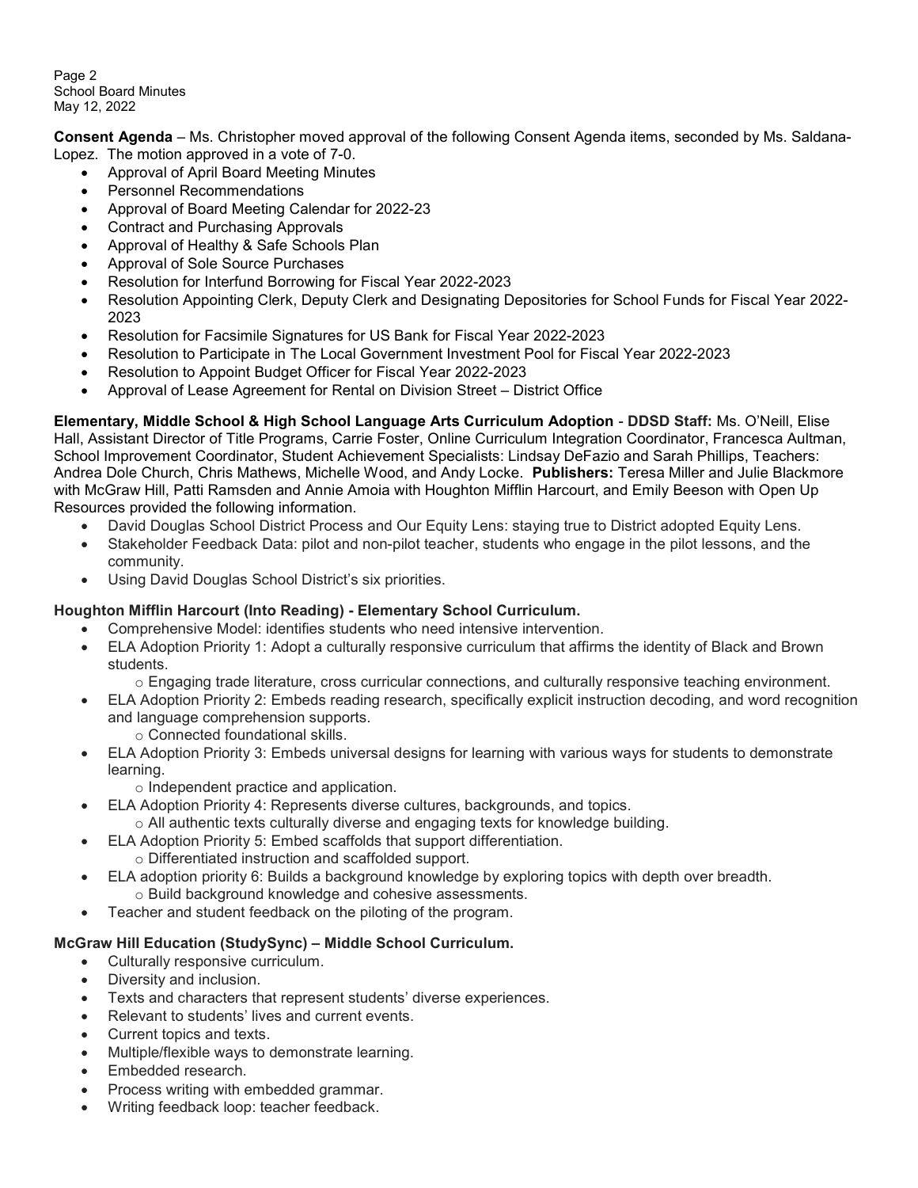**Consent Agenda** – Ms. Christopher moved approval of the following Consent Agenda items, seconded by Ms. Saldana-Lopez. The motion approved in a vote of 7-0.

- Approval of April Board Meeting Minutes
- Personnel Recommendations
- Approval of Board Meeting Calendar for 2022-23
- Contract and Purchasing Approvals
- Approval of Healthy & Safe Schools Plan
- Approval of Sole Source Purchases
- Resolution for Interfund Borrowing for Fiscal Year 2022-2023
- Resolution Appointing Clerk, Deputy Clerk and Designating Depositories for School Funds for Fiscal Year 2022-2023
- Resolution for Facsimile Signatures for US Bank for Fiscal Year 2022-2023
- Resolution to Participate in The Local Government Investment Pool for Fiscal Year 2022-2023
- Resolution to Appoint Budget Officer for Fiscal Year 2022-2023
- Approval of Lease Agreement for Rental on Division Street – District Office

**Elementary, Middle School & High School Language Arts Curriculum Adoption** - **DDSD Staff:** Ms. O'Neill, Elise Hall, Assistant Director of Title Programs, Carrie Foster, Online Curriculum Integration Coordinator, Francesca Aultman, School Improvement Coordinator, Student Achievement Specialists: Lindsay DeFazio and Sarah Phillips, Teachers: Andrea Dole Church, Chris Mathews, Michelle Wood, and Andy Locke. **Publishers:** Teresa Miller and Julie Blackmore with McGraw Hill, Patti Ramsden and Annie Amoia with Houghton Mifflin Harcourt, and Emily Beeson with Open Up Resources provided the following information.

- David Douglas School District Process and Our Equity Lens: staying true to District adopted Equity Lens.
- Stakeholder Feedback Data: pilot and non-pilot teacher, students who engage in the pilot lessons, and the community.
- Using David Douglas School District's six priorities.

**Houghton Mifflin Harcourt (Into Reading) - Elementary School Curriculum.**

- Comprehensive Model: identifies students who need intensive intervention.
- ELA Adoption Priority 1: Adopt a culturally responsive curriculum that affirms the identity of Black and Brown students.
  - Engaging trade literature, cross curricular connections, and culturally responsive teaching environment.
- ELA Adoption Priority 2: Embeds reading research, specifically explicit instruction decoding, and word recognition and language comprehension supports.
  - Connected foundational skills.
- ELA Adoption Priority 3: Embeds universal designs for learning with various ways for students to demonstrate learning.
  - Independent practice and application.
- ELA Adoption Priority 4: Represents diverse cultures, backgrounds, and topics.
  - All authentic texts culturally diverse and engaging texts for knowledge building.
- ELA Adoption Priority 5: Embed scaffolds that support differentiation.
  - Differentiated instruction and scaffolded support.
- ELA adoption priority 6: Builds a background knowledge by exploring topics with depth over breadth.
  - Build background knowledge and cohesive assessments.
- Teacher and student feedback on the piloting of the program.

**McGraw Hill Education (StudySync) – Middle School Curriculum.**

- Culturally responsive curriculum.
- Diversity and inclusion.
- Texts and characters that represent students' diverse experiences.
- Relevant to students' lives and current events.
- Current topics and texts.
- Multiple/flexible ways to demonstrate learning.
- Embedded research.
- Process writing with embedded grammar.
- Writing feedback loop: teacher feedback.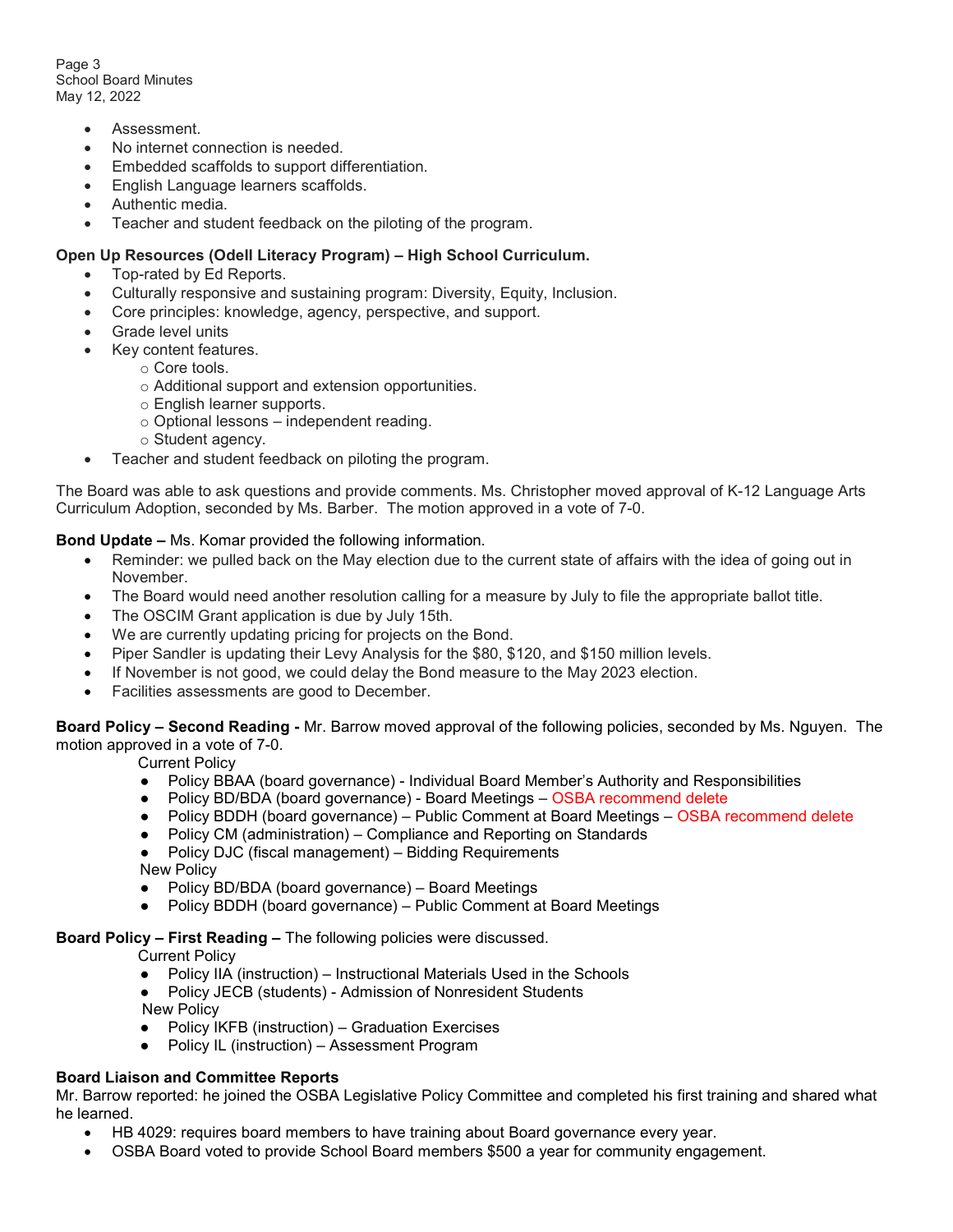- Assessment.
- No internet connection is needed.
- Embedded scaffolds to support differentiation.
- English Language learners scaffolds.
- Authentic media.
- Teacher and student feedback on the piloting of the program.

**Open Up Resources (Odell Literacy Program) – High School Curriculum.**

- Top-rated by Ed Reports.
- Culturally responsive and sustaining program: Diversity, Equity, Inclusion.
- Core principles: knowledge, agency, perspective, and support.
- Grade level units
- Key content features.
  - Core tools.
  - Additional support and extension opportunities.
  - English learner supports.
  - Optional lessons – independent reading.
  - Student agency.
- Teacher and student feedback on piloting the program.

The Board was able to ask questions and provide comments. Ms. Christopher moved approval of K-12 Language Arts Curriculum Adoption, seconded by Ms. Barber. The motion approved in a vote of 7-0.

**Bond Update –** Ms. Komar provided the following information.

- Reminder: we pulled back on the May election due to the current state of affairs with the idea of going out in November.
- The Board would need another resolution calling for a measure by July to file the appropriate ballot title.
- The OSCIM Grant application is due by July 15th.
- We are currently updating pricing for projects on the Bond.
- Piper Sandler is updating their Levy Analysis for the $80, $120, and $150 million levels.
- If November is not good, we could delay the Bond measure to the May 2023 election.
- Facilities assessments are good to December.

**Board Policy – Second Reading -** Mr. Barrow moved approval of the following policies, seconded by Ms. Nguyen. The motion approved in a vote of 7-0.

Current Policy

- Policy BBAA (board governance) - Individual Board Member's Authority and Responsibilities
- Policy BD/BDA (board governance) - Board Meetings – OSBA recommend delete
- Policy BDDH (board governance) – Public Comment at Board Meetings – OSBA recommend delete
- Policy CM (administration) – Compliance and Reporting on Standards
- Policy DJC (fiscal management) – Bidding Requirements

New Policy

- Policy BD/BDA (board governance) – Board Meetings
- Policy BDDH (board governance) – Public Comment at Board Meetings

**Board Policy – First Reading –** The following policies were discussed.

Current Policy

- Policy IIA (instruction) – Instructional Materials Used in the Schools
- Policy JECB (students) - Admission of Nonresident Students

New Policy

- Policy IKFB (instruction) – Graduation Exercises
- Policy IL (instruction) – Assessment Program

**Board Liaison and Committee Reports**

Mr. Barrow reported: he joined the OSBA Legislative Policy Committee and completed his first training and shared what he learned.

- HB 4029: requires board members to have training about Board governance every year.
- OSBA Board voted to provide School Board members $500 a year for community engagement.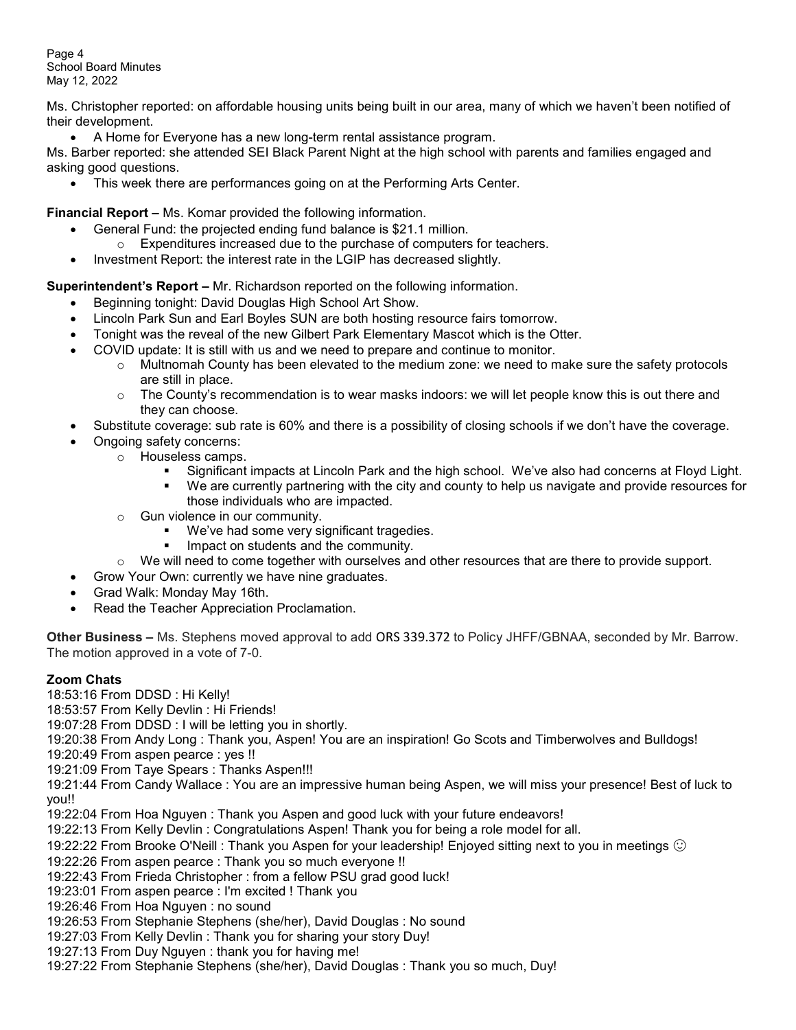Ms. Christopher reported: on affordable housing units being built in our area, many of which we haven't been notified of their development.

- A Home for Everyone has a new long-term rental assistance program.

Ms. Barber reported: she attended SEI Black Parent Night at the high school with parents and families engaged and asking good questions.

- This week there are performances going on at the Performing Arts Center.

**Financial Report –** Ms. Komar provided the following information.

- General Fund: the projected ending fund balance is $21.1 million.
  - Expenditures increased due to the purchase of computers for teachers.
- Investment Report: the interest rate in the LGIP has decreased slightly.

**Superintendent's Report –** Mr. Richardson reported on the following information.

- Beginning tonight: David Douglas High School Art Show.
- Lincoln Park Sun and Earl Boyles SUN are both hosting resource fairs tomorrow.
- Tonight was the reveal of the new Gilbert Park Elementary Mascot which is the Otter.
- COVID update: It is still with us and we need to prepare and continue to monitor.
  - Multnomah County has been elevated to the medium zone: we need to make sure the safety protocols are still in place.
  - The County's recommendation is to wear masks indoors: we will let people know this is out there and they can choose.
- Substitute coverage: sub rate is 60% and there is a possibility of closing schools if we don't have the coverage.
- Ongoing safety concerns:
  - Houseless camps.
    - Significant impacts at Lincoln Park and the high school. We've also had concerns at Floyd Light.
    - We are currently partnering with the city and county to help us navigate and provide resources for those individuals who are impacted.
  - Gun violence in our community.
    - We've had some very significant tragedies.
    - Impact on students and the community.
  - We will need to come together with ourselves and other resources that are there to provide support.
- Grow Your Own: currently we have nine graduates.
- Grad Walk: Monday May 16th.
- Read the Teacher Appreciation Proclamation.

**Other Business –** Ms. Stephens moved approval to add ORS 339.372 to Policy JHFF/GBNAA, seconded by Mr. Barrow. The motion approved in a vote of 7-0.

**Zoom Chats**

18:53:16 From DDSD : Hi Kelly!
18:53:57 From Kelly Devlin : Hi Friends!
19:07:28 From DDSD : I will be letting you in shortly.
19:20:38 From Andy Long : Thank you, Aspen! You are an inspiration! Go Scots and Timberwolves and Bulldogs!
19:20:49 From aspen pearce : yes !!
19:21:09 From Taye Spears : Thanks Aspen!!!
19:21:44 From Candy Wallace : You are an impressive human being Aspen, we will miss your presence! Best of luck to you!!
19:22:04 From Hoa Nguyen : Thank you Aspen and good luck with your future endeavors!
19:22:13 From Kelly Devlin : Congratulations Aspen! Thank you for being a role model for all.
19:22:22 From Brooke O'Neill : Thank you Aspen for your leadership! Enjoyed sitting next to you in meetings ☺
19:22:26 From aspen pearce : Thank you so much everyone !!
19:22:43 From Frieda Christopher : from a fellow PSU grad good luck!
19:23:01 From aspen pearce : I'm excited ! Thank you
19:26:46 From Hoa Nguyen : no sound
19:26:53 From Stephanie Stephens (she/her), David Douglas : No sound
19:27:03 From Kelly Devlin : Thank you for sharing your story Duy!
19:27:13 From Duy Nguyen : thank you for having me!
19:27:22 From Stephanie Stephens (she/her), David Douglas : Thank you so much, Duy!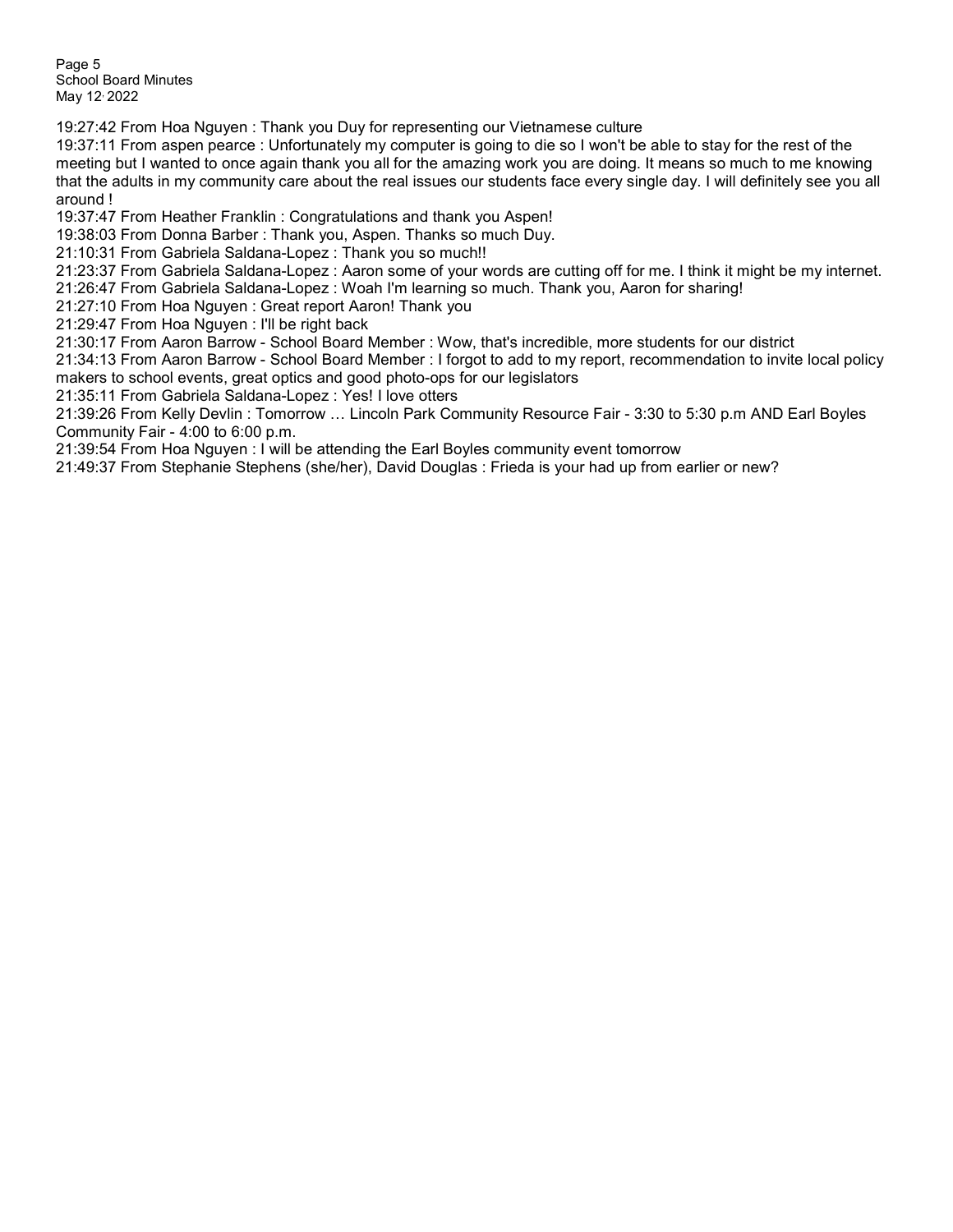19:27:42 From Hoa Nguyen : Thank you Duy for representing our Vietnamese culture

19:37:11 From aspen pearce : Unfortunately my computer is going to die so I won't be able to stay for the rest of the meeting but I wanted to once again thank you all for the amazing work you are doing. It means so much to me knowing that the adults in my community care about the real issues our students face every single day. I will definitely see you all around !

19:37:47 From Heather Franklin : Congratulations and thank you Aspen!

19:38:03 From Donna Barber : Thank you, Aspen. Thanks so much Duy.

21:10:31 From Gabriela Saldana-Lopez : Thank you so much!!

21:23:37 From Gabriela Saldana-Lopez : Aaron some of your words are cutting off for me. I think it might be my internet.

21:26:47 From Gabriela Saldana-Lopez : Woah I'm learning so much. Thank you, Aaron for sharing!

21:27:10 From Hoa Nguyen : Great report Aaron! Thank you

21:29:47 From Hoa Nguyen : I'll be right back

21:30:17 From Aaron Barrow - School Board Member : Wow, that's incredible, more students for our district

21:34:13 From Aaron Barrow - School Board Member : I forgot to add to my report, recommendation to invite local policy makers to school events, great optics and good photo-ops for our legislators

21:35:11 From Gabriela Saldana-Lopez : Yes! I love otters

21:39:26 From Kelly Devlin : Tomorrow … Lincoln Park Community Resource Fair - 3:30 to 5:30 p.m AND Earl Boyles Community Fair - 4:00 to 6:00 p.m.

21:39:54 From Hoa Nguyen : I will be attending the Earl Boyles community event tomorrow

21:49:37 From Stephanie Stephens (she/her), David Douglas : Frieda is your had up from earlier or new?